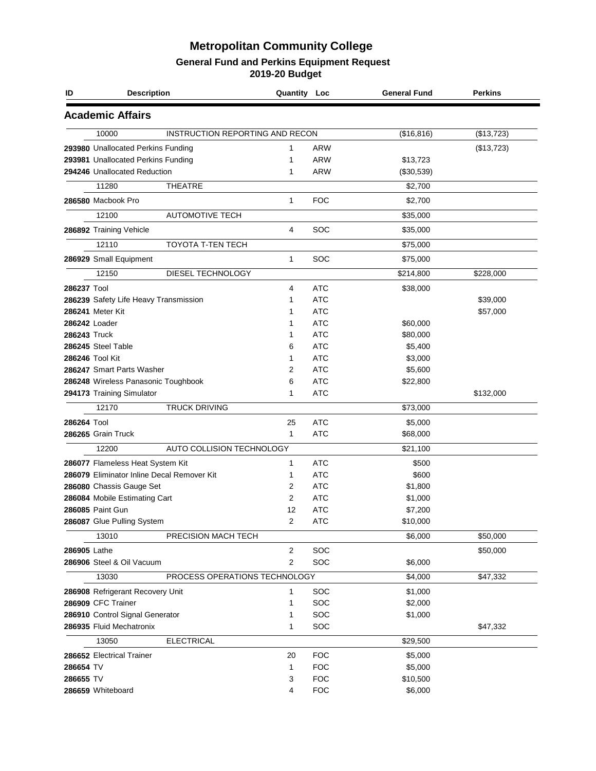# Metropolitan Community College

## General Fund and Perkins Equipment Request

### 2019-20 Budget

| ID | Description | Quantity | Loc | General Fund | Perkins |
|---|---|---|---|---|---|
| **Academic Affairs** | | | | | |
| 10000 | INSTRUCTION REPORTING AND RECON | | | ($16,816) | ($13,723) |
| **293980** | Unallocated Perkins Funding | 1 | ARW | | ($13,723) |
| **293981** | Unallocated Perkins Funding | 1 | ARW | $13,723 | |
| **294246** | Unallocated Reduction | 1 | ARW | ($30,539) | |
| 11280 | THEATRE | | | $2,700 | |
| **286580** | Macbook Pro | 1 | FOC | $2,700 | |
| 12100 | AUTOMOTIVE TECH | | | $35,000 | |
| **286892** | Training Vehicle | 4 | SOC | $35,000 | |
| 12110 | TOYOTA T-TEN TECH | | | $75,000 | |
| **286929** | Small Equipment | 1 | SOC | $75,000 | |
| 12150 | DIESEL TECHNOLOGY | | | $214,800 | $228,000 |
| **286237** | Tool | 4 | ATC | $38,000 | |
| **286239** | Safety Life Heavy Transmission | 1 | ATC | | $39,000 |
| **286241** | Meter Kit | 1 | ATC | | $57,000 |
| **286242** | Loader | 1 | ATC | $60,000 | |
| **286243** | Truck | 1 | ATC | $80,000 | |
| **286245** | Steel Table | 6 | ATC | $5,400 | |
| **286246** | Tool Kit | 1 | ATC | $3,000 | |
| **286247** | Smart Parts Washer | 2 | ATC | $5,600 | |
| **286248** | Wireless Panasonic Toughbook | 6 | ATC | $22,800 | |
| **294173** | Training Simulator | 1 | ATC | | $132,000 |
| 12170 | TRUCK DRIVING | | | $73,000 | |
| **286264** | Tool | 25 | ATC | $5,000 | |
| **286265** | Grain Truck | 1 | ATC | $68,000 | |
| 12200 | AUTO COLLISION TECHNOLOGY | | | $21,100 | |
| **286077** | Flameless Heat System Kit | 1 | ATC | $500 | |
| **286079** | Eliminator Inline Decal Remover Kit | 1 | ATC | $600 | |
| **286080** | Chassis Gauge Set | 2 | ATC | $1,800 | |
| **286084** | Mobile Estimating Cart | 2 | ATC | $1,000 | |
| **286085** | Paint Gun | 12 | ATC | $7,200 | |
| **286087** | Glue Pulling System | 2 | ATC | $10,000 | |
| 13010 | PRECISION MACH TECH | | | $6,000 | $50,000 |
| **286905** | Lathe | 2 | SOC | | $50,000 |
| **286906** | Steel & Oil Vacuum | 2 | SOC | $6,000 | |
| 13030 | PROCESS OPERATIONS TECHNOLOGY | | | $4,000 | $47,332 |
| **286908** | Refrigerant Recovery Unit | 1 | SOC | $1,000 | |
| **286909** | CFC Trainer | 1 | SOC | $2,000 | |
| **286910** | Control Signal Generator | 1 | SOC | $1,000 | |
| **286935** | Fluid Mechatronix | 1 | SOC | | $47,332 |
| 13050 | ELECTRICAL | | | $29,500 | |
| **286652** | Electrical Trainer | 20 | FOC | $5,000 | |
| **286654** | TV | 1 | FOC | $5,000 | |
| **286655** | TV | 3 | FOC | $10,500 | |
| **286659** | Whiteboard | 4 | FOC | $6,000 | |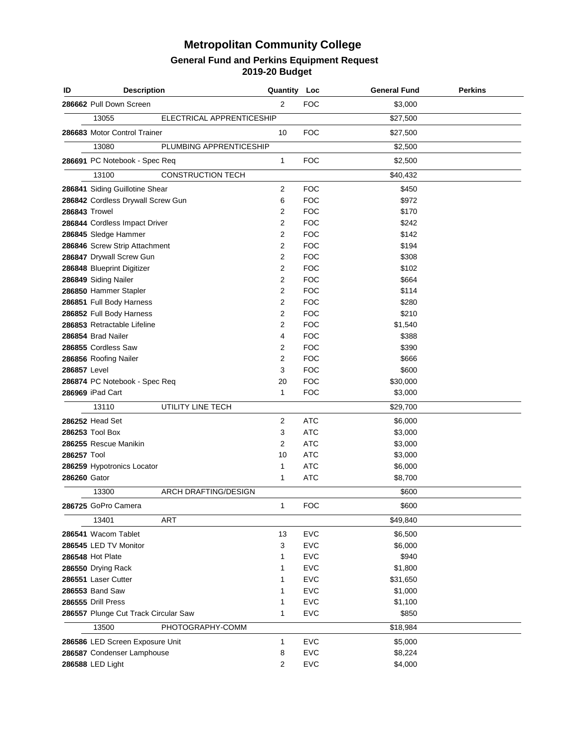# Metropolitan Community College

## General Fund and Perkins Equipment Request

### 2019-20 Budget

| ID | Description | Quantity | Loc | General Fund | Perkins |
|---|---|---|---|---|---|
| 286662 | Pull Down Screen | 2 | FOC | $3,000 | |
| 13055 | ELECTRICAL APPRENTICESHIP | | | $27,500 | |
| 286683 | Motor Control Trainer | 10 | FOC | $27,500 | |
| 13080 | PLUMBING APPRENTICESHIP | | | $2,500 | |
| 286691 | PC Notebook - Spec Req | 1 | FOC | $2,500 | |
| 13100 | CONSTRUCTION TECH | | | $40,432 | |
| 286841 | Siding Guillotine Shear | 2 | FOC | $450 | |
| 286842 | Cordless Drywall Screw Gun | 6 | FOC | $972 | |
| 286843 | Trowel | 2 | FOC | $170 | |
| 286844 | Cordless Impact Driver | 2 | FOC | $242 | |
| 286845 | Sledge Hammer | 2 | FOC | $142 | |
| 286846 | Screw Strip Attachment | 2 | FOC | $194 | |
| 286847 | Drywall Screw Gun | 2 | FOC | $308 | |
| 286848 | Blueprint Digitizer | 2 | FOC | $102 | |
| 286849 | Siding Nailer | 2 | FOC | $664 | |
| 286850 | Hammer Stapler | 2 | FOC | $114 | |
| 286851 | Full Body Harness | 2 | FOC | $280 | |
| 286852 | Full Body Harness | 2 | FOC | $210 | |
| 286853 | Retractable Lifeline | 2 | FOC | $1,540 | |
| 286854 | Brad Nailer | 4 | FOC | $388 | |
| 286855 | Cordless Saw | 2 | FOC | $390 | |
| 286856 | Roofing Nailer | 2 | FOC | $666 | |
| 286857 | Level | 3 | FOC | $600 | |
| 286874 | PC Notebook - Spec Req | 20 | FOC | $30,000 | |
| 286969 | iPad Cart | 1 | FOC | $3,000 | |
| 13110 | UTILITY LINE TECH | | | $29,700 | |
| 286252 | Head Set | 2 | ATC | $6,000 | |
| 286253 | Tool Box | 3 | ATC | $3,000 | |
| 286255 | Rescue Manikin | 2 | ATC | $3,000 | |
| 286257 | Tool | 10 | ATC | $3,000 | |
| 286259 | Hypotronics Locator | 1 | ATC | $6,000 | |
| 286260 | Gator | 1 | ATC | $8,700 | |
| 13300 | ARCH DRAFTING/DESIGN | | | $600 | |
| 286725 | GoPro Camera | 1 | FOC | $600 | |
| 13401 | ART | | | $49,840 | |
| 286541 | Wacom Tablet | 13 | EVC | $6,500 | |
| 286545 | LED TV Monitor | 3 | EVC | $6,000 | |
| 286548 | Hot Plate | 1 | EVC | $940 | |
| 286550 | Drying Rack | 1 | EVC | $1,800 | |
| 286551 | Laser Cutter | 1 | EVC | $31,650 | |
| 286553 | Band Saw | 1 | EVC | $1,000 | |
| 286555 | Drill Press | 1 | EVC | $1,100 | |
| 286557 | Plunge Cut Track Circular Saw | 1 | EVC | $850 | |
| 13500 | PHOTOGRAPHY-COMM | | | $18,984 | |
| 286586 | LED Screen Exposure Unit | 1 | EVC | $5,000 | |
| 286587 | Condenser Lamphouse | 8 | EVC | $8,224 | |
| 286588 | LED Light | 2 | EVC | $4,000 | |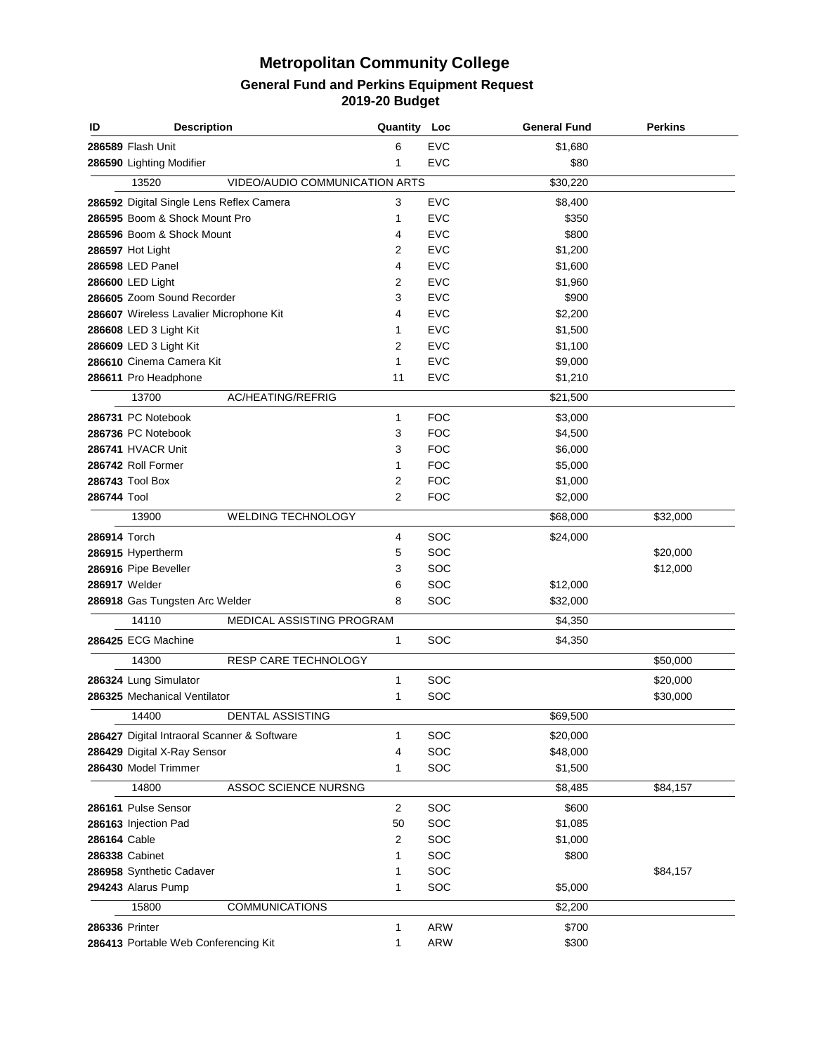# Metropolitan Community College

## General Fund and Perkins Equipment Request

## 2019-20 Budget

| ID | Description | Quantity | Loc | General Fund | Perkins |
|---|---|---|---|---|---|
| **286589** | Flash Unit | 6 | EVC | $1,680 | |
| **286590** | Lighting Modifier | 1 | EVC | $80 | |
| 13520 | VIDEO/AUDIO COMMUNICATION ARTS | | | $30,220 | |
| **286592** | Digital Single Lens Reflex Camera | 3 | EVC | $8,400 | |
| **286595** | Boom & Shock Mount Pro | 1 | EVC | $350 | |
| **286596** | Boom & Shock Mount | 4 | EVC | $800 | |
| **286597** | Hot Light | 2 | EVC | $1,200 | |
| **286598** | LED Panel | 4 | EVC | $1,600 | |
| **286600** | LED Light | 2 | EVC | $1,960 | |
| **286605** | Zoom Sound Recorder | 3 | EVC | $900 | |
| **286607** | Wireless Lavalier Microphone Kit | 4 | EVC | $2,200 | |
| **286608** | LED 3 Light Kit | 1 | EVC | $1,500 | |
| **286609** | LED 3 Light Kit | 2 | EVC | $1,100 | |
| **286610** | Cinema Camera Kit | 1 | EVC | $9,000 | |
| **286611** | Pro Headphone | 11 | EVC | $1,210 | |
| 13700 | AC/HEATING/REFRIG | | | $21,500 | |
| **286731** | PC Notebook | 1 | FOC | $3,000 | |
| **286736** | PC Notebook | 3 | FOC | $4,500 | |
| **286741** | HVACR Unit | 3 | FOC | $6,000 | |
| **286742** | Roll Former | 1 | FOC | $5,000 | |
| **286743** | Tool Box | 2 | FOC | $1,000 | |
| **286744** | Tool | 2 | FOC | $2,000 | |
| 13900 | WELDING TECHNOLOGY | | | $68,000 | $32,000 |
| **286914** | Torch | 4 | SOC | $24,000 | |
| **286915** | Hypertherm | 5 | SOC | | $20,000 |
| **286916** | Pipe Beveller | 3 | SOC | | $12,000 |
| **286917** | Welder | 6 | SOC | $12,000 | |
| **286918** | Gas Tungsten Arc Welder | 8 | SOC | $32,000 | |
| 14110 | MEDICAL ASSISTING PROGRAM | | | $4,350 | |
| **286425** | ECG Machine | 1 | SOC | $4,350 | |
| 14300 | RESP CARE TECHNOLOGY | | | | $50,000 |
| **286324** | Lung Simulator | 1 | SOC | | $20,000 |
| **286325** | Mechanical Ventilator | 1 | SOC | | $30,000 |
| 14400 | DENTAL ASSISTING | | | $69,500 | |
| **286427** | Digital Intraoral Scanner & Software | 1 | SOC | $20,000 | |
| **286429** | Digital X-Ray Sensor | 4 | SOC | $48,000 | |
| **286430** | Model Trimmer | 1 | SOC | $1,500 | |
| 14800 | ASSOC SCIENCE NURSNG | | | $8,485 | $84,157 |
| **286161** | Pulse Sensor | 2 | SOC | $600 | |
| **286163** | Injection Pad | 50 | SOC | $1,085 | |
| **286164** | Cable | 2 | SOC | $1,000 | |
| **286338** | Cabinet | 1 | SOC | $800 | |
| **286958** | Synthetic Cadaver | 1 | SOC | | $84,157 |
| **294243** | Alarus Pump | 1 | SOC | $5,000 | |
| 15800 | COMMUNICATIONS | | | $2,200 | |
| **286336** | Printer | 1 | ARW | $700 | |
| **286413** | Portable Web Conferencing Kit | 1 | ARW | $300 | |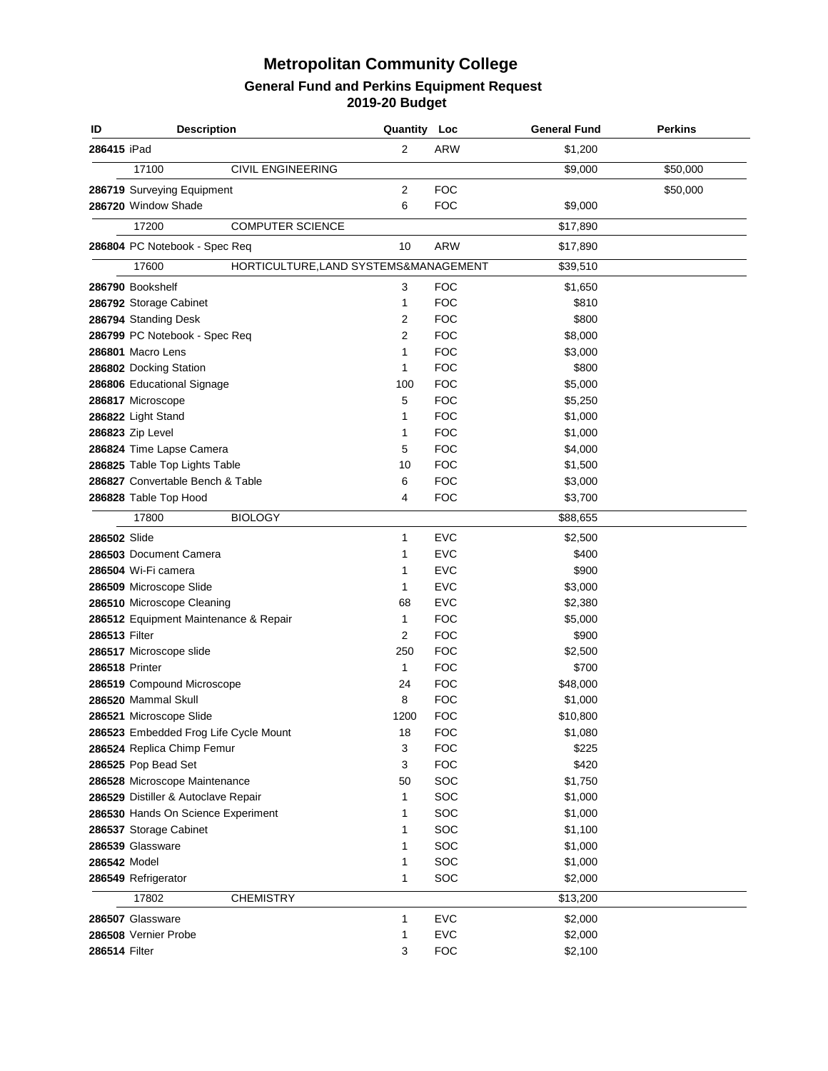# Metropolitan Community College

## General Fund and Perkins Equipment Request

### 2019-20 Budget

| ID | Description | Quantity | Loc | General Fund | Perkins |
|---|---|---|---|---|---|
| **286415** | iPad | 2 | ARW | $1,200 | |
| | 17100 CIVIL ENGINEERING | | | $9,000 | $50,000 |
| **286719** | Surveying Equipment | 2 | FOC | | $50,000 |
| **286720** | Window Shade | 6 | FOC | $9,000 | |
| | 17200 COMPUTER SCIENCE | | | $17,890 | |
| **286804** | PC Notebook - Spec Req | 10 | ARW | $17,890 | |
| | 17600 HORTICULTURE,LAND SYSTEMS&MANAGEMENT | | | $39,510 | |
| **286790** | Bookshelf | 3 | FOC | $1,650 | |
| **286792** | Storage Cabinet | 1 | FOC | $810 | |
| **286794** | Standing Desk | 2 | FOC | $800 | |
| **286799** | PC Notebook - Spec Req | 2 | FOC | $8,000 | |
| **286801** | Macro Lens | 1 | FOC | $3,000 | |
| **286802** | Docking Station | 1 | FOC | $800 | |
| **286806** | Educational Signage | 100 | FOC | $5,000 | |
| **286817** | Microscope | 5 | FOC | $5,250 | |
| **286822** | Light Stand | 1 | FOC | $1,000 | |
| **286823** | Zip Level | 1 | FOC | $1,000 | |
| **286824** | Time Lapse Camera | 5 | FOC | $4,000 | |
| **286825** | Table Top Lights Table | 10 | FOC | $1,500 | |
| **286827** | Convertable Bench & Table | 6 | FOC | $3,000 | |
| **286828** | Table Top Hood | 4 | FOC | $3,700 | |
| | 17800 BIOLOGY | | | $88,655 | |
| **286502** | Slide | 1 | EVC | $2,500 | |
| **286503** | Document Camera | 1 | EVC | $400 | |
| **286504** | Wi-Fi camera | 1 | EVC | $900 | |
| **286509** | Microscope Slide | 1 | EVC | $3,000 | |
| **286510** | Microscope Cleaning | 68 | EVC | $2,380 | |
| **286512** | Equipment Maintenance & Repair | 1 | FOC | $5,000 | |
| **286513** | Filter | 2 | FOC | $900 | |
| **286517** | Microscope slide | 250 | FOC | $2,500 | |
| **286518** | Printer | 1 | FOC | $700 | |
| **286519** | Compound Microscope | 24 | FOC | $48,000 | |
| **286520** | Mammal Skull | 8 | FOC | $1,000 | |
| **286521** | Microscope Slide | 1200 | FOC | $10,800 | |
| **286523** | Embedded Frog Life Cycle Mount | 18 | FOC | $1,080 | |
| **286524** | Replica Chimp Femur | 3 | FOC | $225 | |
| **286525** | Pop Bead Set | 3 | FOC | $420 | |
| **286528** | Microscope Maintenance | 50 | SOC | $1,750 | |
| **286529** | Distiller & Autoclave Repair | 1 | SOC | $1,000 | |
| **286530** | Hands On Science Experiment | 1 | SOC | $1,000 | |
| **286537** | Storage Cabinet | 1 | SOC | $1,100 | |
| **286539** | Glassware | 1 | SOC | $1,000 | |
| **286542** | Model | 1 | SOC | $1,000 | |
| **286549** | Refrigerator | 1 | SOC | $2,000 | |
| | 17802 CHEMISTRY | | | $13,200 | |
| **286507** | Glassware | 1 | EVC | $2,000 | |
| **286508** | Vernier Probe | 1 | EVC | $2,000 | |
| **286514** | Filter | 3 | FOC | $2,100 | |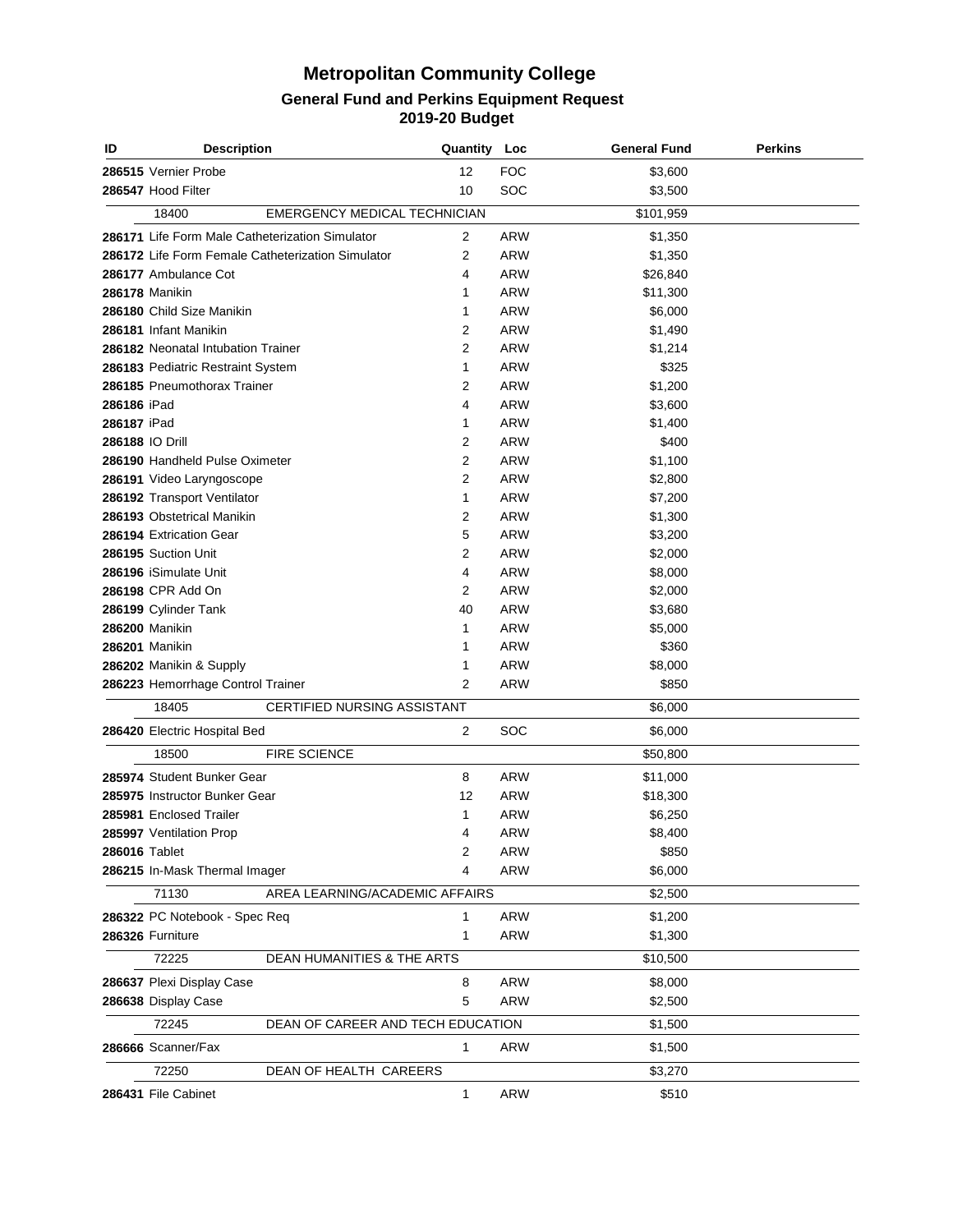# Metropolitan Community College

## General Fund and Perkins Equipment Request

## 2019-20 Budget

| ID | Description | Quantity | Loc | General Fund | Perkins |
|---|---|---|---|---|---|
| **286515** | Vernier Probe | 12 | FOC | $3,600 | |
| **286547** | Hood Filter | 10 | SOC | $3,500 | |
| 18400 | EMERGENCY MEDICAL TECHNICIAN | | | $101,959 | |
| **286171** | Life Form Male Catheterization Simulator | 2 | ARW | $1,350 | |
| **286172** | Life Form Female Catheterization Simulator | 2 | ARW | $1,350 | |
| **286177** | Ambulance Cot | 4 | ARW | $26,840 | |
| **286178** | Manikin | 1 | ARW | $11,300 | |
| **286180** | Child Size Manikin | 1 | ARW | $6,000 | |
| **286181** | Infant Manikin | 2 | ARW | $1,490 | |
| **286182** | Neonatal Intubation Trainer | 2 | ARW | $1,214 | |
| **286183** | Pediatric Restraint System | 1 | ARW | $325 | |
| **286185** | Pneumothorax Trainer | 2 | ARW | $1,200 | |
| **286186** | iPad | 4 | ARW | $3,600 | |
| **286187** | iPad | 1 | ARW | $1,400 | |
| **286188** | IO Drill | 2 | ARW | $400 | |
| **286190** | Handheld Pulse Oximeter | 2 | ARW | $1,100 | |
| **286191** | Video Laryngoscope | 2 | ARW | $2,800 | |
| **286192** | Transport Ventilator | 1 | ARW | $7,200 | |
| **286193** | Obstetrical Manikin | 2 | ARW | $1,300 | |
| **286194** | Extrication Gear | 5 | ARW | $3,200 | |
| **286195** | Suction Unit | 2 | ARW | $2,000 | |
| **286196** | iSimulate Unit | 4 | ARW | $8,000 | |
| **286198** | CPR Add On | 2 | ARW | $2,000 | |
| **286199** | Cylinder Tank | 40 | ARW | $3,680 | |
| **286200** | Manikin | 1 | ARW | $5,000 | |
| **286201** | Manikin | 1 | ARW | $360 | |
| **286202** | Manikin & Supply | 1 | ARW | $8,000 | |
| **286223** | Hemorrhage Control Trainer | 2 | ARW | $850 | |
| 18405 | CERTIFIED NURSING ASSISTANT | | | $6,000 | |
| **286420** | Electric Hospital Bed | 2 | SOC | $6,000 | |
| 18500 | FIRE SCIENCE | | | $50,800 | |
| **285974** | Student Bunker Gear | 8 | ARW | $11,000 | |
| **285975** | Instructor Bunker Gear | 12 | ARW | $18,300 | |
| **285981** | Enclosed Trailer | 1 | ARW | $6,250 | |
| **285997** | Ventilation Prop | 4 | ARW | $8,400 | |
| **286016** | Tablet | 2 | ARW | $850 | |
| **286215** | In-Mask Thermal Imager | 4 | ARW | $6,000 | |
| 71130 | AREA LEARNING/ACADEMIC AFFAIRS | | | $2,500 | |
| **286322** | PC Notebook - Spec Req | 1 | ARW | $1,200 | |
| **286326** | Furniture | 1 | ARW | $1,300 | |
| 72225 | DEAN HUMANITIES & THE ARTS | | | $10,500 | |
| **286637** | Plexi Display Case | 8 | ARW | $8,000 | |
| **286638** | Display Case | 5 | ARW | $2,500 | |
| 72245 | DEAN OF CAREER AND TECH EDUCATION | | | $1,500 | |
| **286666** | Scanner/Fax | 1 | ARW | $1,500 | |
| 72250 | DEAN OF HEALTH CAREERS | | | $3,270 | |
| **286431** | File Cabinet | 1 | ARW | $510 | |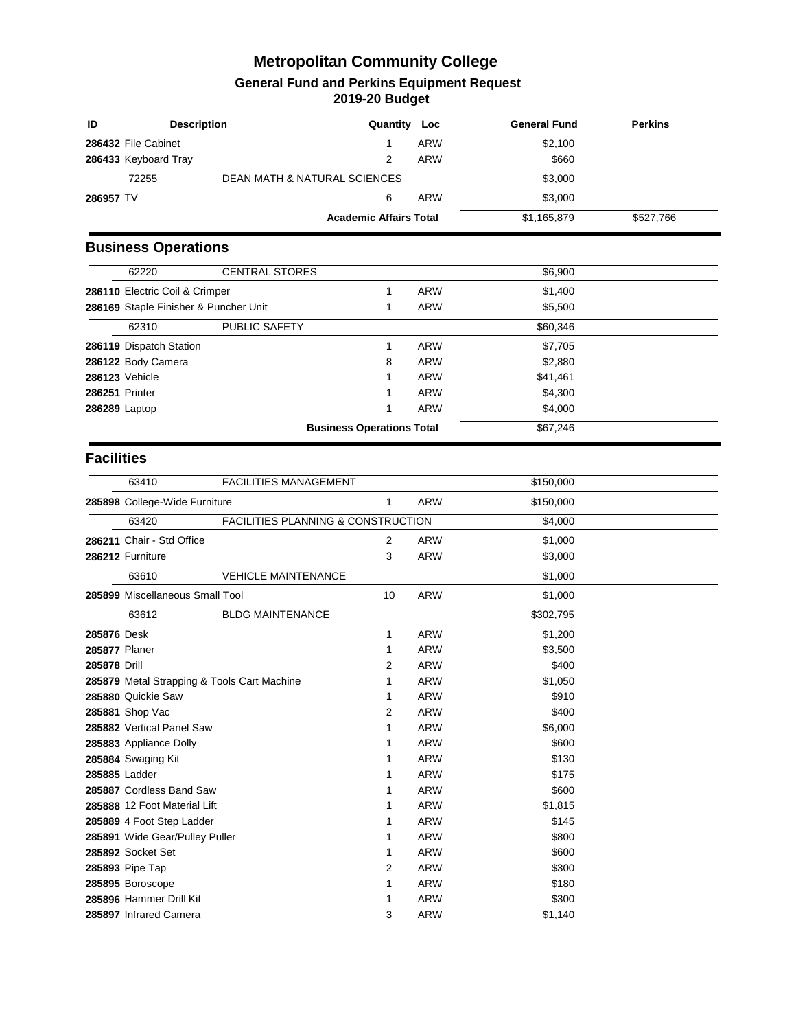# Metropolitan Community College

## General Fund and Perkins Equipment Request

## 2019-20 Budget

| ID | Description | | Quantity | Loc | General Fund | Perkins |
|---|---|---|---|---|---|---|
| 286432 | File Cabinet | | 1 | ARW | $2,100 | |
| 286433 | Keyboard Tray | | 2 | ARW | $660 | |
| | 72255 | DEAN MATH & NATURAL SCIENCES | | | $3,000 | |
| 286957 | TV | | 6 | ARW | $3,000 | |
| | | Academic Affairs Total | | | $1,165,879 | $527,766 |

## Business Operations

| ID | Description | | Quantity | Loc | General Fund | Perkins |
|---|---|---|---|---|---|---|
| | 62220 | CENTRAL STORES | | | $6,900 | |
| 286110 | Electric Coil & Crimper | | 1 | ARW | $1,400 | |
| 286169 | Staple Finisher & Puncher Unit | | 1 | ARW | $5,500 | |
| | 62310 | PUBLIC SAFETY | | | $60,346 | |
| 286119 | Dispatch Station | | 1 | ARW | $7,705 | |
| 286122 | Body Camera | | 8 | ARW | $2,880 | |
| 286123 | Vehicle | | 1 | ARW | $41,461 | |
| 286251 | Printer | | 1 | ARW | $4,300 | |
| 286289 | Laptop | | 1 | ARW | $4,000 | |
| | | Business Operations Total | | | $67,246 | |

## Facilities

| ID | Description | | Quantity | Loc | General Fund | Perkins |
|---|---|---|---|---|---|---|
| | 63410 | FACILITIES MANAGEMENT | | | $150,000 | |
| 285898 | College-Wide Furniture | | 1 | ARW | $150,000 | |
| | 63420 | FACILITIES PLANNING & CONSTRUCTION | | | $4,000 | |
| 286211 | Chair - Std Office | | 2 | ARW | $1,000 | |
| 286212 | Furniture | | 3 | ARW | $3,000 | |
| | 63610 | VEHICLE MAINTENANCE | | | $1,000 | |
| 285899 | Miscellaneous Small Tool | | 10 | ARW | $1,000 | |
| | 63612 | BLDG MAINTENANCE | | | $302,795 | |
| 285876 | Desk | | 1 | ARW | $1,200 | |
| 285877 | Planer | | 1 | ARW | $3,500 | |
| 285878 | Drill | | 2 | ARW | $400 | |
| 285879 | Metal Strapping & Tools Cart Machine | | 1 | ARW | $1,050 | |
| 285880 | Quickie Saw | | 1 | ARW | $910 | |
| 285881 | Shop Vac | | 2 | ARW | $400 | |
| 285882 | Vertical Panel Saw | | 1 | ARW | $6,000 | |
| 285883 | Appliance Dolly | | 1 | ARW | $600 | |
| 285884 | Swaging Kit | | 1 | ARW | $130 | |
| 285885 | Ladder | | 1 | ARW | $175 | |
| 285887 | Cordless Band Saw | | 1 | ARW | $600 | |
| 285888 | 12 Foot Material Lift | | 1 | ARW | $1,815 | |
| 285889 | 4 Foot Step Ladder | | 1 | ARW | $145 | |
| 285891 | Wide Gear/Pulley Puller | | 1 | ARW | $800 | |
| 285892 | Socket Set | | 1 | ARW | $600 | |
| 285893 | Pipe Tap | | 2 | ARW | $300 | |
| 285895 | Boroscope | | 1 | ARW | $180 | |
| 285896 | Hammer Drill Kit | | 1 | ARW | $300 | |
| 285897 | Infrared Camera | | 3 | ARW | $1,140 | |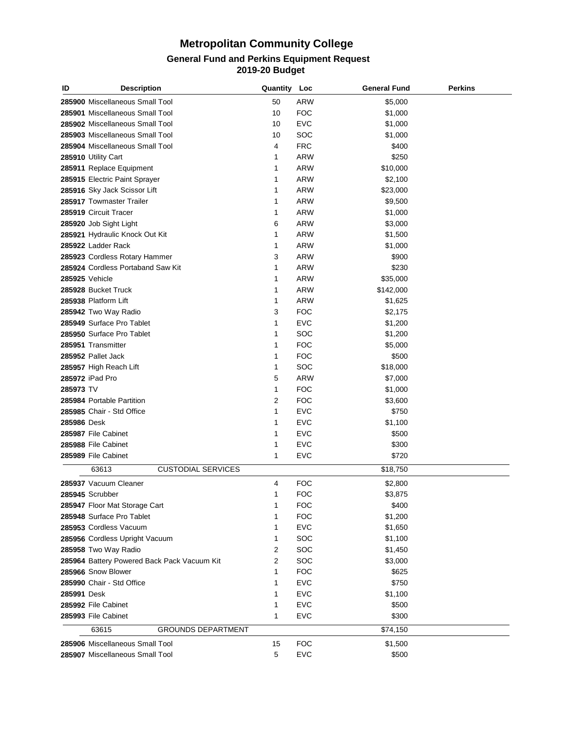# Metropolitan Community College

## General Fund and Perkins Equipment Request
## 2019-20 Budget

| ID | Description | Quantity | Loc | General Fund | Perkins |
|---|---|---|---|---|---|
| **285900** | Miscellaneous Small Tool | 50 | ARW | $5,000 | |
| **285901** | Miscellaneous Small Tool | 10 | FOC | $1,000 | |
| **285902** | Miscellaneous Small Tool | 10 | EVC | $1,000 | |
| **285903** | Miscellaneous Small Tool | 10 | SOC | $1,000 | |
| **285904** | Miscellaneous Small Tool | 4 | FRC | $400 | |
| **285910** | Utility Cart | 1 | ARW | $250 | |
| **285911** | Replace Equipment | 1 | ARW | $10,000 | |
| **285915** | Electric Paint Sprayer | 1 | ARW | $2,100 | |
| **285916** | Sky Jack Scissor Lift | 1 | ARW | $23,000 | |
| **285917** | Towmaster Trailer | 1 | ARW | $9,500 | |
| **285919** | Circuit Tracer | 1 | ARW | $1,000 | |
| **285920** | Job Sight Light | 6 | ARW | $3,000 | |
| **285921** | Hydraulic Knock Out Kit | 1 | ARW | $1,500 | |
| **285922** | Ladder Rack | 1 | ARW | $1,000 | |
| **285923** | Cordless Rotary Hammer | 3 | ARW | $900 | |
| **285924** | Cordless Portaband Saw Kit | 1 | ARW | $230 | |
| **285925** | Vehicle | 1 | ARW | $35,000 | |
| **285928** | Bucket Truck | 1 | ARW | $142,000 | |
| **285938** | Platform Lift | 1 | ARW | $1,625 | |
| **285942** | Two Way Radio | 3 | FOC | $2,175 | |
| **285949** | Surface Pro Tablet | 1 | EVC | $1,200 | |
| **285950** | Surface Pro Tablet | 1 | SOC | $1,200 | |
| **285951** | Transmitter | 1 | FOC | $5,000 | |
| **285952** | Pallet Jack | 1 | FOC | $500 | |
| **285957** | High Reach Lift | 1 | SOC | $18,000 | |
| **285972** | iPad Pro | 5 | ARW | $7,000 | |
| **285973** | TV | 1 | FOC | $1,000 | |
| **285984** | Portable Partition | 2 | FOC | $3,600 | |
| **285985** | Chair - Std Office | 1 | EVC | $750 | |
| **285986** | Desk | 1 | EVC | $1,100 | |
| **285987** | File Cabinet | 1 | EVC | $500 | |
| **285988** | File Cabinet | 1 | EVC | $300 | |
| **285989** | File Cabinet | 1 | EVC | $720 | |
| 63613 | CUSTODIAL SERVICES | | | $18,750 | |
| **285937** | Vacuum Cleaner | 4 | FOC | $2,800 | |
| **285945** | Scrubber | 1 | FOC | $3,875 | |
| **285947** | Floor Mat Storage Cart | 1 | FOC | $400 | |
| **285948** | Surface Pro Tablet | 1 | FOC | $1,200 | |
| **285953** | Cordless Vacuum | 1 | EVC | $1,650 | |
| **285956** | Cordless Upright Vacuum | 1 | SOC | $1,100 | |
| **285958** | Two Way Radio | 2 | SOC | $1,450 | |
| **285964** | Battery Powered Back Pack Vacuum Kit | 2 | SOC | $3,000 | |
| **285966** | Snow Blower | 1 | FOC | $625 | |
| **285990** | Chair - Std Office | 1 | EVC | $750 | |
| **285991** | Desk | 1 | EVC | $1,100 | |
| **285992** | File Cabinet | 1 | EVC | $500 | |
| **285993** | File Cabinet | 1 | EVC | $300 | |
| 63615 | GROUNDS DEPARTMENT | | | $74,150 | |
| **285906** | Miscellaneous Small Tool | 15 | FOC | $1,500 | |
| **285907** | Miscellaneous Small Tool | 5 | EVC | $500 | |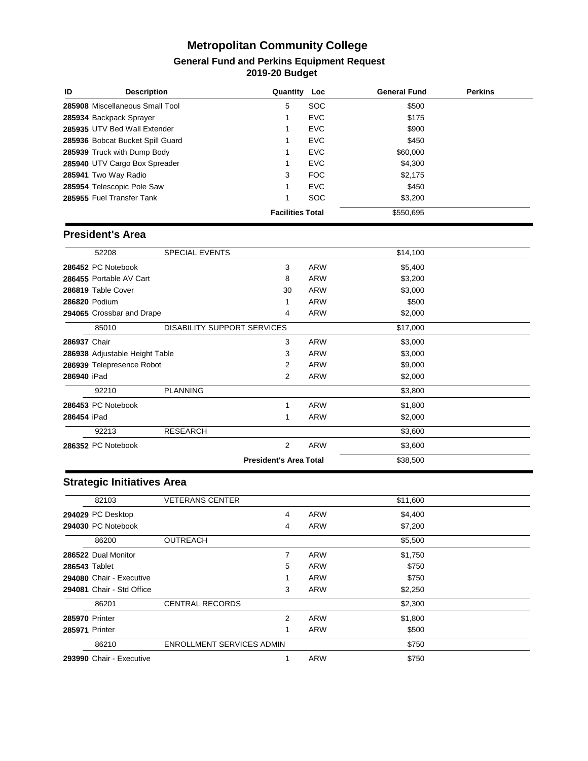# Metropolitan Community College

## General Fund and Perkins Equipment Request

## 2019-20 Budget

| ID | Description | Quantity | Loc | General Fund | Perkins |
|---|---|---|---|---|---|
| **285908** | Miscellaneous Small Tool | 5 | SOC | $500 | |
| **285934** | Backpack Sprayer | 1 | EVC | $175 | |
| **285935** | UTV Bed Wall Extender | 1 | EVC | $900 | |
| **285936** | Bobcat Bucket Spill Guard | 1 | EVC | $450 | |
| **285939** | Truck with Dump Body | 1 | EVC | $60,000 | |
| **285940** | UTV Cargo Box Spreader | 1 | EVC | $4,300 | |
| **285941** | Two Way Radio | 3 | FOC | $2,175 | |
| **285954** | Telescopic Pole Saw | 1 | EVC | $450 | |
| **285955** | Fuel Transfer Tank | 1 | SOC | $3,200 | |
| | | **Facilities Total** | | $550,695 | |

## President's Area

| ID | Description | Quantity | Loc | General Fund | Perkins |
|---|---|---|---|---|---|
| 52208 | SPECIAL EVENTS | | | $14,100 | |
| **286452** | PC Notebook | 3 | ARW | $5,400 | |
| **286455** | Portable AV Cart | 8 | ARW | $3,200 | |
| **286819** | Table Cover | 30 | ARW | $3,000 | |
| **286820** | Podium | 1 | ARW | $500 | |
| **294065** | Crossbar and Drape | 4 | ARW | $2,000 | |
| 85010 | DISABILITY SUPPORT SERVICES | | | $17,000 | |
| **286937** | Chair | 3 | ARW | $3,000 | |
| **286938** | Adjustable Height Table | 3 | ARW | $3,000 | |
| **286939** | Telepresence Robot | 2 | ARW | $9,000 | |
| **286940** | iPad | 2 | ARW | $2,000 | |
| 92210 | PLANNING | | | $3,800 | |
| **286453** | PC Notebook | 1 | ARW | $1,800 | |
| **286454** | iPad | 1 | ARW | $2,000 | |
| 92213 | RESEARCH | | | $3,600 | |
| **286352** | PC Notebook | 2 | ARW | $3,600 | |
| | | **President's Area Total** | | $38,500 | |

## Strategic Initiatives Area

| ID | Description | Quantity | Loc | General Fund | Perkins |
|---|---|---|---|---|---|
| 82103 | VETERANS CENTER | | | $11,600 | |
| **294029** | PC Desktop | 4 | ARW | $4,400 | |
| **294030** | PC Notebook | 4 | ARW | $7,200 | |
| 86200 | OUTREACH | | | $5,500 | |
| **286522** | Dual Monitor | 7 | ARW | $1,750 | |
| **286543** | Tablet | 5 | ARW | $750 | |
| **294080** | Chair - Executive | 1 | ARW | $750 | |
| **294081** | Chair - Std Office | 3 | ARW | $2,250 | |
| 86201 | CENTRAL RECORDS | | | $2,300 | |
| **285970** | Printer | 2 | ARW | $1,800 | |
| **285971** | Printer | 1 | ARW | $500 | |
| 86210 | ENROLLMENT SERVICES ADMIN | | | $750 | |
| **293990** | Chair - Executive | 1 | ARW | $750 | |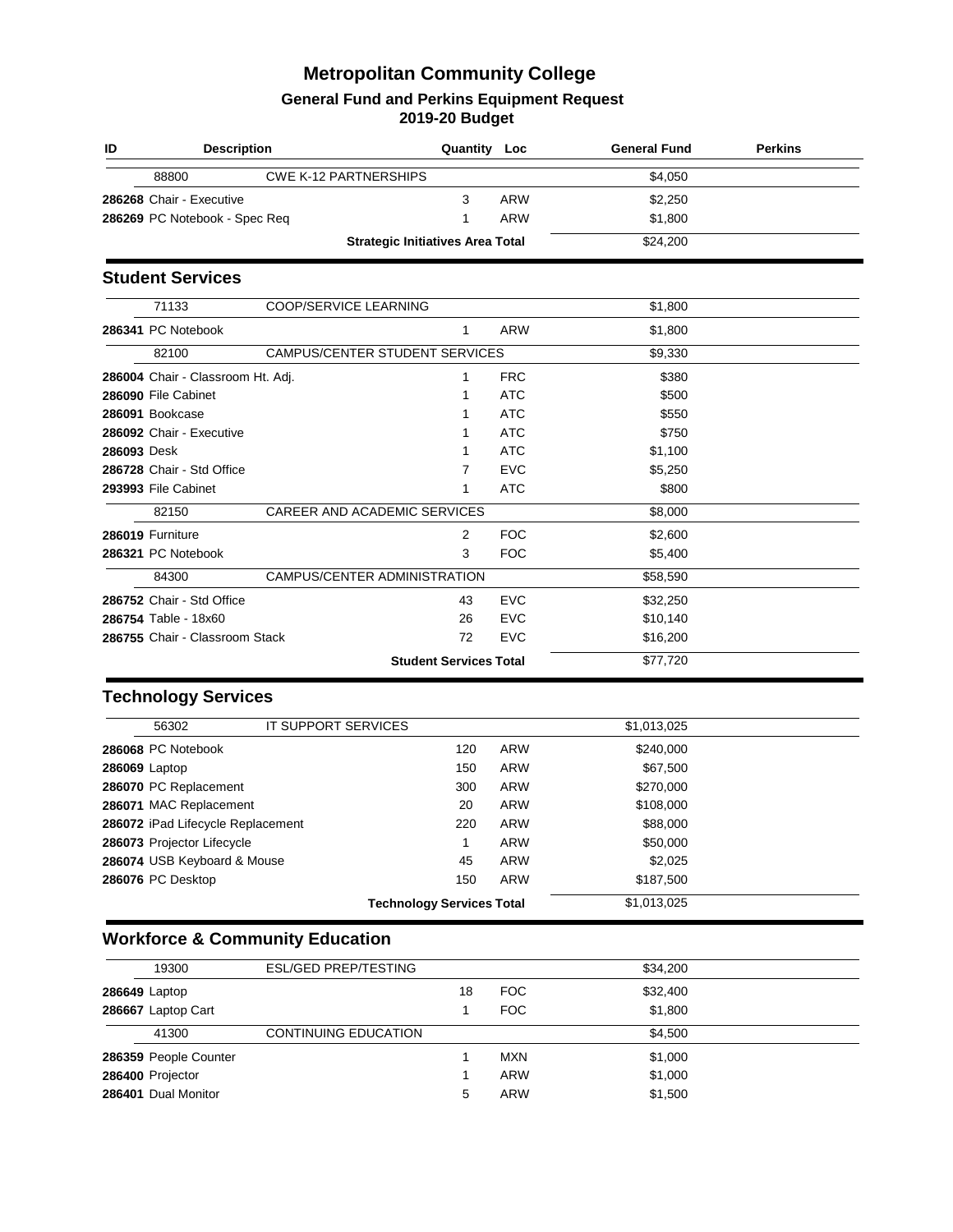# Metropolitan Community College

## General Fund and Perkins Equipment Request

## 2019-20 Budget

| ID | Description | | Quantity | Loc | General Fund | Perkins |
|---|---|---|---|---|---|---|
| | 88800 | CWE K-12 PARTNERSHIPS | | | $4,050 | |
| **286268** | Chair - Executive | | 3 | ARW | $2,250 | |
| **286269** | PC Notebook - Spec Req | | 1 | ARW | $1,800 | |
| | | **Strategic Initiatives Area Total** | | | $24,200 | |

## Student Services

| ID | Description | | Quantity | Loc | General Fund | Perkins |
|---|---|---|---|---|---|---|
| | 71133 | COOP/SERVICE LEARNING | | | $1,800 | |
| **286341** | PC Notebook | | 1 | ARW | $1,800 | |
| | 82100 | CAMPUS/CENTER STUDENT SERVICES | | | $9,330 | |
| **286004** | Chair - Classroom Ht. Adj. | | 1 | FRC | $380 | |
| **286090** | File Cabinet | | 1 | ATC | $500 | |
| **286091** | Bookcase | | 1 | ATC | $550 | |
| **286092** | Chair - Executive | | 1 | ATC | $750 | |
| **286093** | Desk | | 1 | ATC | $1,100 | |
| **286728** | Chair - Std Office | | 7 | EVC | $5,250 | |
| **293993** | File Cabinet | | 1 | ATC | $800 | |
| | 82150 | CAREER AND ACADEMIC SERVICES | | | $8,000 | |
| **286019** | Furniture | | 2 | FOC | $2,600 | |
| **286321** | PC Notebook | | 3 | FOC | $5,400 | |
| | 84300 | CAMPUS/CENTER ADMINISTRATION | | | $58,590 | |
| **286752** | Chair - Std Office | | 43 | EVC | $32,250 | |
| **286754** | Table - 18x60 | | 26 | EVC | $10,140 | |
| **286755** | Chair - Classroom Stack | | 72 | EVC | $16,200 | |
| | | **Student Services Total** | | | $77,720 | |

## Technology Services

| ID | Description | | Quantity | Loc | General Fund | Perkins |
|---|---|---|---|---|---|---|
| | 56302 | IT SUPPORT SERVICES | | | $1,013,025 | |
| **286068** | PC Notebook | | 120 | ARW | $240,000 | |
| **286069** | Laptop | | 150 | ARW | $67,500 | |
| **286070** | PC Replacement | | 300 | ARW | $270,000 | |
| **286071** | MAC Replacement | | 20 | ARW | $108,000 | |
| **286072** | iPad Lifecycle Replacement | | 220 | ARW | $88,000 | |
| **286073** | Projector Lifecycle | | 1 | ARW | $50,000 | |
| **286074** | USB Keyboard & Mouse | | 45 | ARW | $2,025 | |
| **286076** | PC Desktop | | 150 | ARW | $187,500 | |
| | | **Technology Services Total** | | | $1,013,025 | |

## Workforce & Community Education

| ID | Description | | Quantity | Loc | General Fund | Perkins |
|---|---|---|---|---|---|---|
| | 19300 | ESL/GED PREP/TESTING | | | $34,200 | |
| **286649** | Laptop | | 18 | FOC | $32,400 | |
| **286667** | Laptop Cart | | 1 | FOC | $1,800 | |
| | 41300 | CONTINUING EDUCATION | | | $4,500 | |
| **286359** | People Counter | | 1 | MXN | $1,000 | |
| **286400** | Projector | | 1 | ARW | $1,000 | |
| **286401** | Dual Monitor | | 5 | ARW | $1,500 | |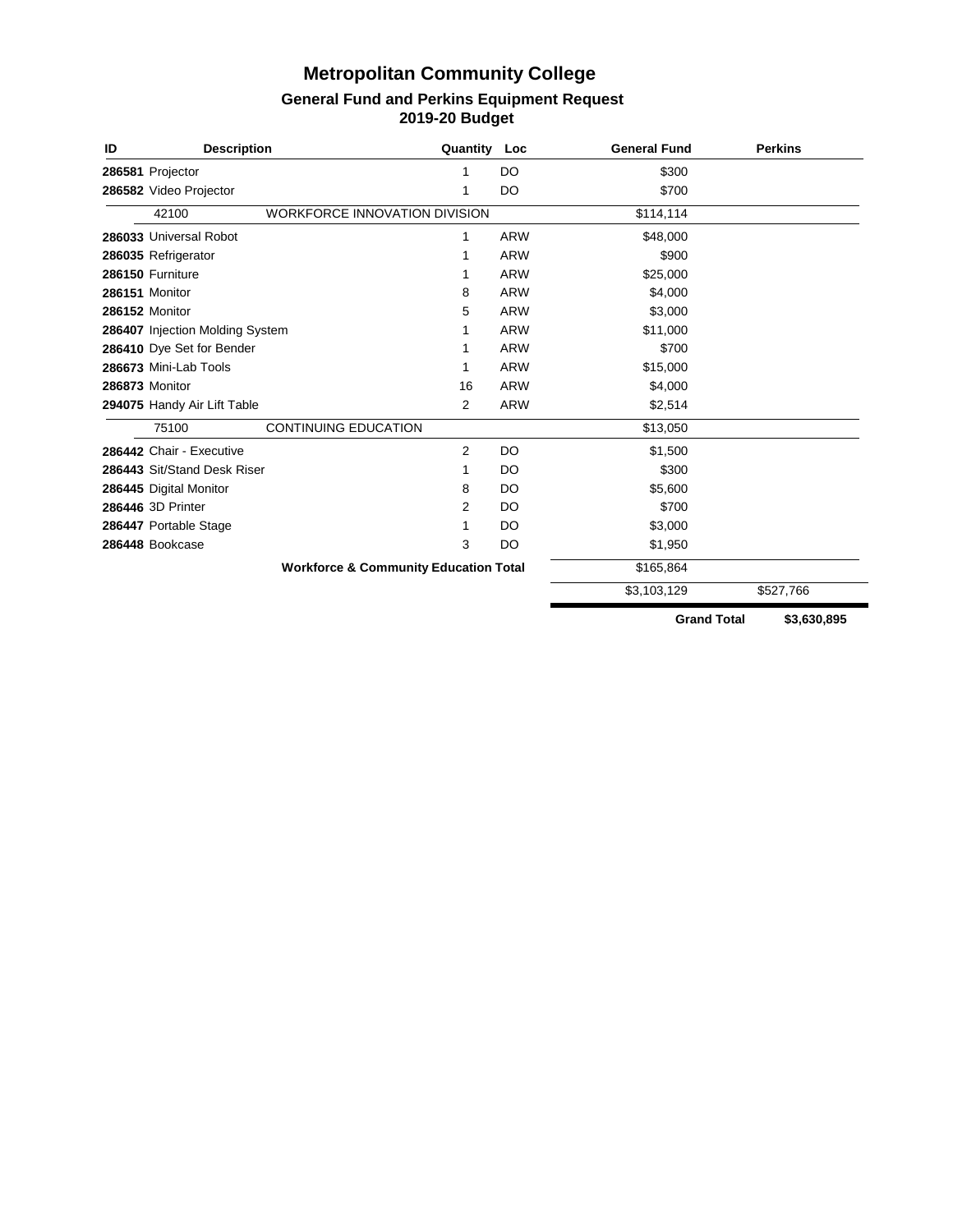# Metropolitan Community College

## General Fund and Perkins Equipment Request

## 2019-20 Budget

| ID | Description | Quantity | Loc | General Fund | Perkins |
|---|---|---|---|---|---|
| **286581** | Projector | 1 | DO | $300 | |
| **286582** | Video Projector | 1 | DO | $700 | |
| 42100 | WORKFORCE INNOVATION DIVISION | | | $114,114 | |
| **286033** | Universal Robot | 1 | ARW | $48,000 | |
| **286035** | Refrigerator | 1 | ARW | $900 | |
| **286150** | Furniture | 1 | ARW | $25,000 | |
| **286151** | Monitor | 8 | ARW | $4,000 | |
| **286152** | Monitor | 5 | ARW | $3,000 | |
| **286407** | Injection Molding System | 1 | ARW | $11,000 | |
| **286410** | Dye Set for Bender | 1 | ARW | $700 | |
| **286673** | Mini-Lab Tools | 1 | ARW | $15,000 | |
| **286873** | Monitor | 16 | ARW | $4,000 | |
| **294075** | Handy Air Lift Table | 2 | ARW | $2,514 | |
| 75100 | CONTINUING EDUCATION | | | $13,050 | |
| **286442** | Chair - Executive | 2 | DO | $1,500 | |
| **286443** | Sit/Stand Desk Riser | 1 | DO | $300 | |
| **286445** | Digital Monitor | 8 | DO | $5,600 | |
| **286446** | 3D Printer | 2 | DO | $700 | |
| **286447** | Portable Stage | 1 | DO | $3,000 | |
| **286448** | Bookcase | 3 | DO | $1,950 | |
| | **Workforce & Community Education Total** | | | $165,864 | |
| | | | | $3,103,129 | $527,766 |
| | | | | **Grand Total** | **$3,630,895** |